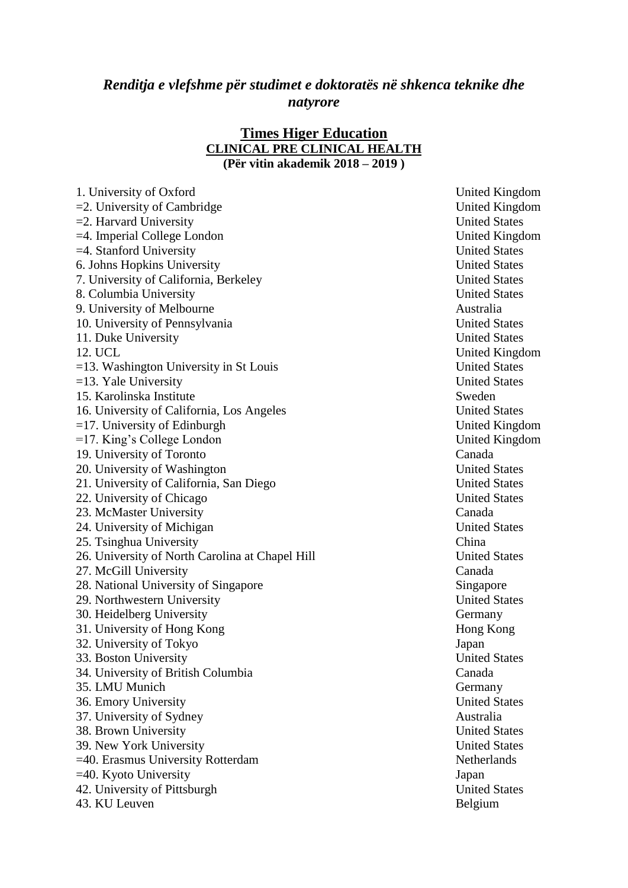## *Renditja e vlefshme për studimet e doktoratës në shkenca teknike dhe natyrore*

### Times Higer Education
**CLINICAL PRE CLINICAL HEALTH**
**(Për vitin akademik 2018 – 2019 )**

| | |
|---|---|
| 1. University of Oxford | United Kingdom |
| =2. University of Cambridge | United Kingdom |
| =2. Harvard University | United States |
| =4. Imperial College London | United Kingdom |
| =4. Stanford University | United States |
| 6. Johns Hopkins University | United States |
| 7. University of California, Berkeley | United States |
| 8. Columbia University | United States |
| 9. University of Melbourne | Australia |
| 10. University of Pennsylvania | United States |
| 11. Duke University | United States |
| 12. UCL | United Kingdom |
| =13. Washington University in St Louis | United States |
| =13. Yale University | United States |
| 15. Karolinska Institute | Sweden |
| 16. University of California, Los Angeles | United States |
| =17. University of Edinburgh | United Kingdom |
| =17. King's College London | United Kingdom |
| 19. University of Toronto | Canada |
| 20. University of Washington | United States |
| 21. University of California, San Diego | United States |
| 22. University of Chicago | United States |
| 23. McMaster University | Canada |
| 24. University of Michigan | United States |
| 25. Tsinghua University | China |
| 26. University of North Carolina at Chapel Hill | United States |
| 27. McGill University | Canada |
| 28. National University of Singapore | Singapore |
| 29. Northwestern University | United States |
| 30. Heidelberg University | Germany |
| 31. University of Hong Kong | Hong Kong |
| 32. University of Tokyo | Japan |
| 33. Boston University | United States |
| 34. University of British Columbia | Canada |
| 35. LMU Munich | Germany |
| 36. Emory University | United States |
| 37. University of Sydney | Australia |
| 38. Brown University | United States |
| 39. New York University | United States |
| =40. Erasmus University Rotterdam | Netherlands |
| =40. Kyoto University | Japan |
| 42. University of Pittsburgh | United States |
| 43. KU Leuven | Belgium |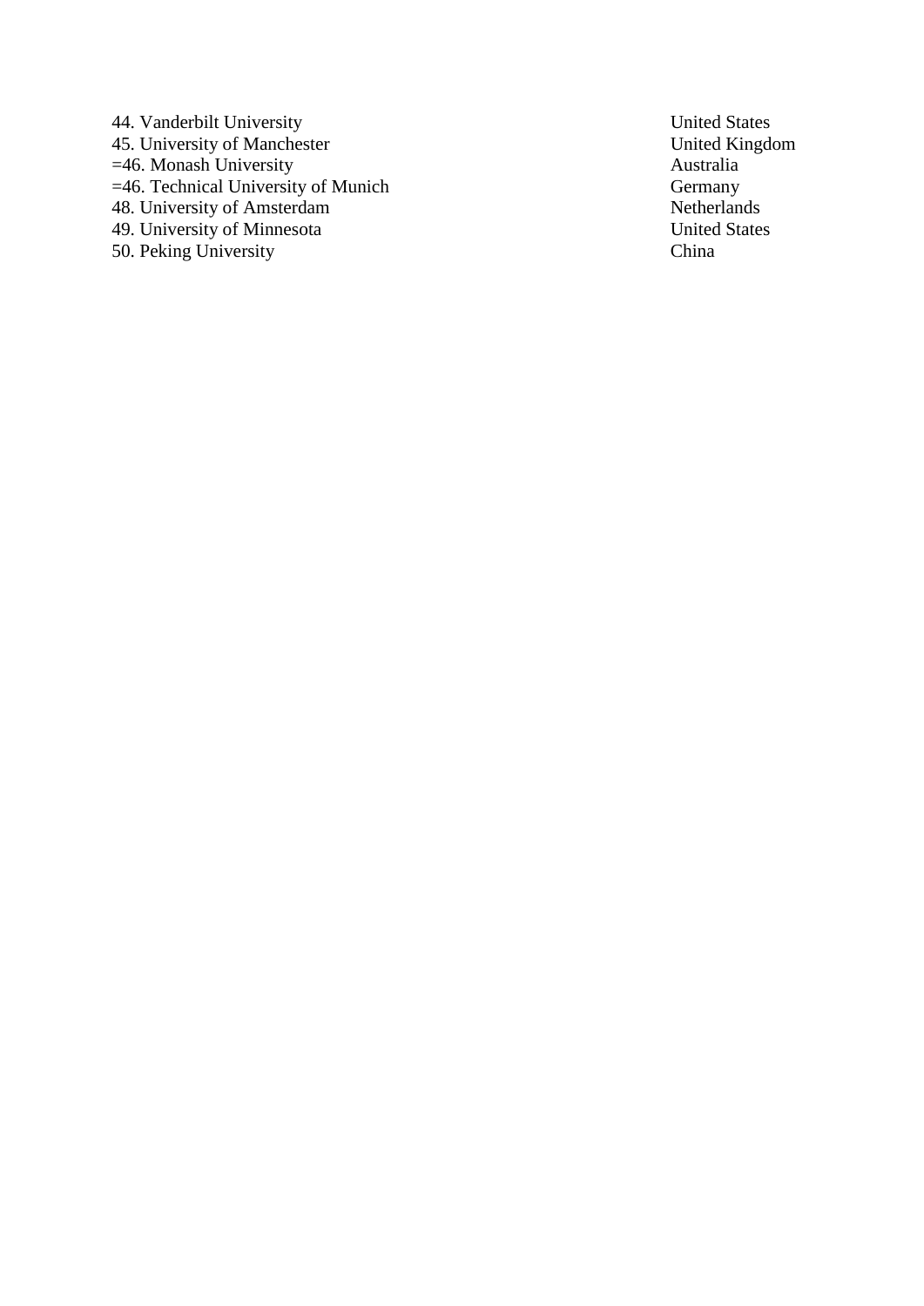| | |
|---|---|
| 44. Vanderbilt University | United States |
| 45. University of Manchester | United Kingdom |
| =46. Monash University | Australia |
| =46. Technical University of Munich | Germany |
| 48. University of Amsterdam | Netherlands |
| 49. University of Minnesota | United States |
| 50. Peking University | China |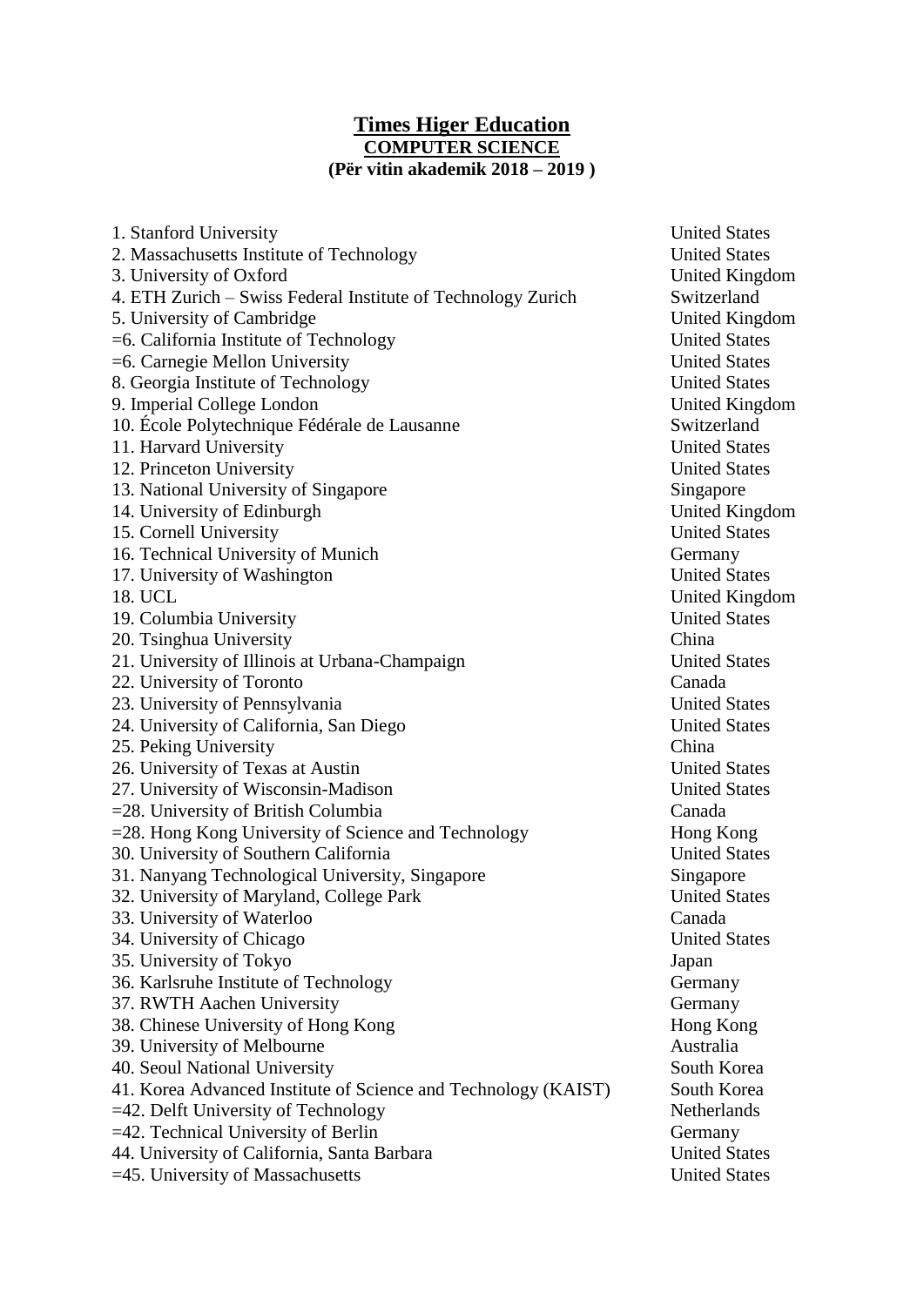# Times Higer Education
## COMPUTER SCIENCE
### (Për vitin akademik 2018 – 2019 )

| | |
|---|---|
| 1. Stanford University | United States |
| 2. Massachusetts Institute of Technology | United States |
| 3. University of Oxford | United Kingdom |
| 4. ETH Zurich – Swiss Federal Institute of Technology Zurich | Switzerland |
| 5. University of Cambridge | United Kingdom |
| =6. California Institute of Technology | United States |
| =6. Carnegie Mellon University | United States |
| 8. Georgia Institute of Technology | United States |
| 9. Imperial College London | United Kingdom |
| 10. École Polytechnique Fédérale de Lausanne | Switzerland |
| 11. Harvard University | United States |
| 12. Princeton University | United States |
| 13. National University of Singapore | Singapore |
| 14. University of Edinburgh | United Kingdom |
| 15. Cornell University | United States |
| 16. Technical University of Munich | Germany |
| 17. University of Washington | United States |
| 18. UCL | United Kingdom |
| 19. Columbia University | United States |
| 20. Tsinghua University | China |
| 21. University of Illinois at Urbana-Champaign | United States |
| 22. University of Toronto | Canada |
| 23. University of Pennsylvania | United States |
| 24. University of California, San Diego | United States |
| 25. Peking University | China |
| 26. University of Texas at Austin | United States |
| 27. University of Wisconsin-Madison | United States |
| =28. University of British Columbia | Canada |
| =28. Hong Kong University of Science and Technology | Hong Kong |
| 30. University of Southern California | United States |
| 31. Nanyang Technological University, Singapore | Singapore |
| 32. University of Maryland, College Park | United States |
| 33. University of Waterloo | Canada |
| 34. University of Chicago | United States |
| 35. University of Tokyo | Japan |
| 36. Karlsruhe Institute of Technology | Germany |
| 37. RWTH Aachen University | Germany |
| 38. Chinese University of Hong Kong | Hong Kong |
| 39. University of Melbourne | Australia |
| 40. Seoul National University | South Korea |
| 41. Korea Advanced Institute of Science and Technology (KAIST) | South Korea |
| =42. Delft University of Technology | Netherlands |
| =42. Technical University of Berlin | Germany |
| 44. University of California, Santa Barbara | United States |
| =45. University of Massachusetts | United States |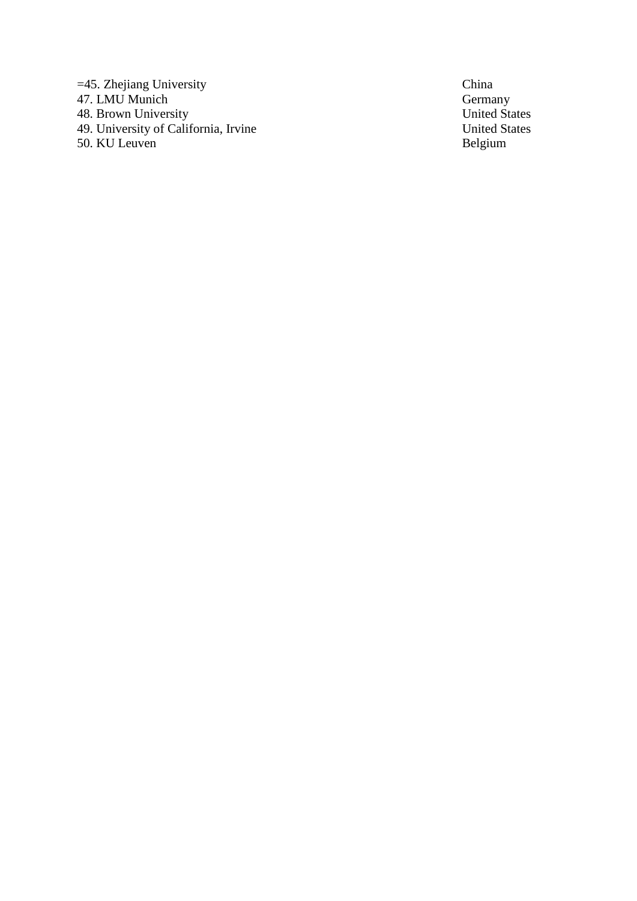| | |
|---|---|
| =45. Zhejiang University | China |
| 47. LMU Munich | Germany |
| 48. Brown University | United States |
| 49. University of California, Irvine | United States |
| 50. KU Leuven | Belgium |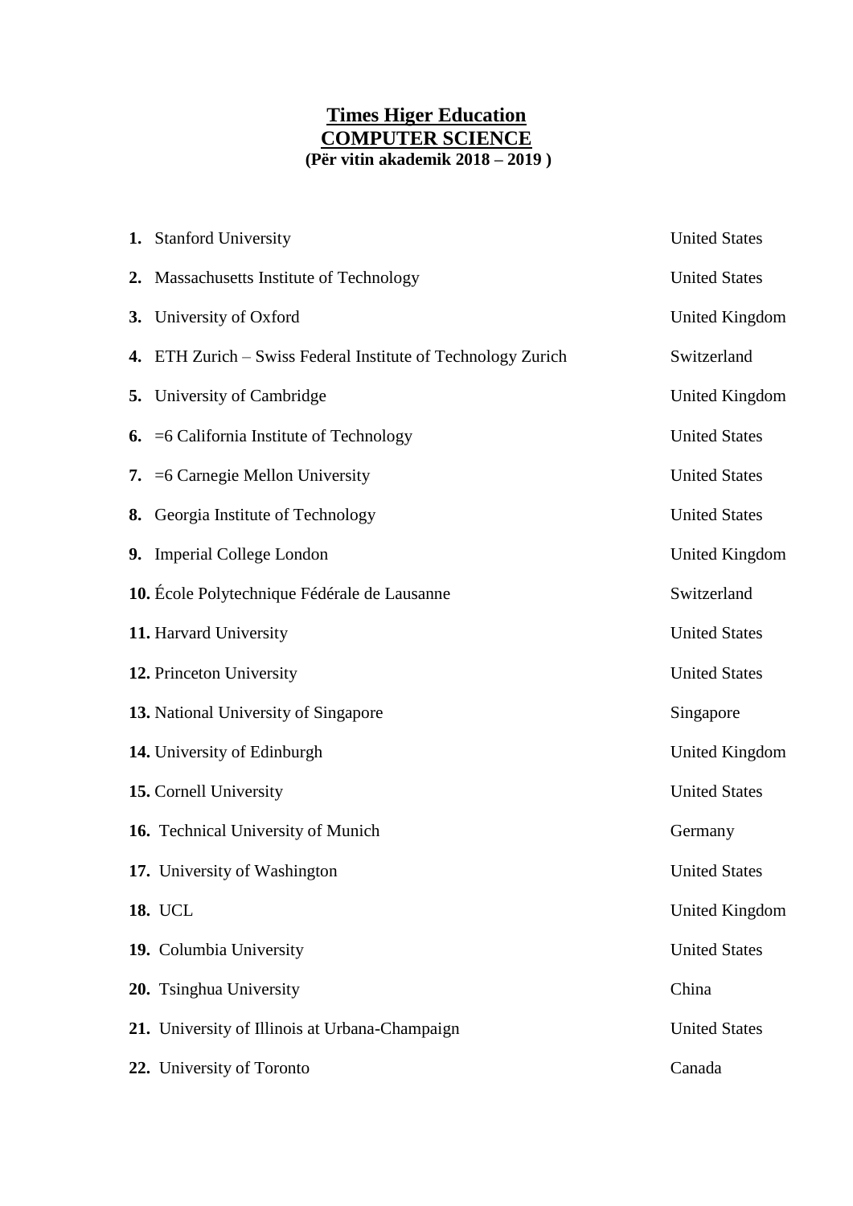# **Times Higer Education**
## **COMPUTER SCIENCE**
**(Për vitin akademik 2018 – 2019 )**

| | |
|---|---|
| **1.** Stanford University | United States |
| **2.** Massachusetts Institute of Technology | United States |
| **3.** University of Oxford | United Kingdom |
| **4.** ETH Zurich – Swiss Federal Institute of Technology Zurich | Switzerland |
| **5.** University of Cambridge | United Kingdom |
| **6.** =6 California Institute of Technology | United States |
| **7.** =6 Carnegie Mellon University | United States |
| **8.** Georgia Institute of Technology | United States |
| **9.** Imperial College London | United Kingdom |
| **10.** École Polytechnique Fédérale de Lausanne | Switzerland |
| **11.** Harvard University | United States |
| **12.** Princeton University | United States |
| **13.** National University of Singapore | Singapore |
| **14.** University of Edinburgh | United Kingdom |
| **15.** Cornell University | United States |
| **16.** Technical University of Munich | Germany |
| **17.** University of Washington | United States |
| **18.** UCL | United Kingdom |
| **19.** Columbia University | United States |
| **20.** Tsinghua University | China |
| **21.** University of Illinois at Urbana-Champaign | United States |
| **22.** University of Toronto | Canada |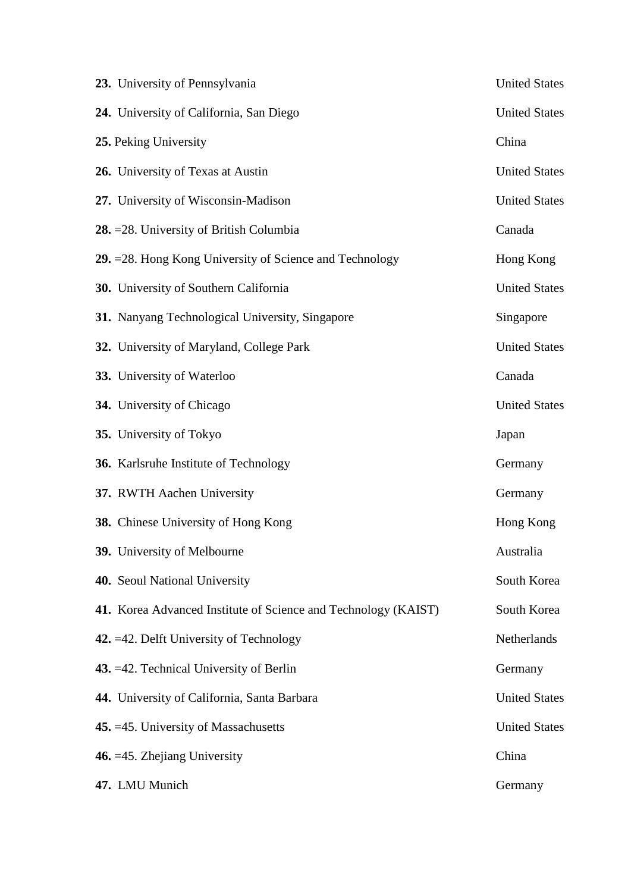**23.** University of Pennsylvania United States

**24.** University of California, San Diego United States

**25.** Peking University China

**26.** University of Texas at Austin United States

**27.** University of Wisconsin-Madison United States

**28.** =28. University of British Columbia Canada

**29.** =28. Hong Kong University of Science and Technology Hong Kong

**30.** University of Southern California United States

**31.** Nanyang Technological University, Singapore Singapore

**32.** University of Maryland, College Park United States

**33.** University of Waterloo Canada

**34.** University of Chicago United States

**35.** University of Tokyo Japan

**36.** Karlsruhe Institute of Technology Germany

**37.** RWTH Aachen University Germany

**38.** Chinese University of Hong Kong Hong Kong

**39.** University of Melbourne Australia

**40.** Seoul National University South Korea

**41.** Korea Advanced Institute of Science and Technology (KAIST) South Korea

**42.** =42. Delft University of Technology Netherlands

**43.** =42. Technical University of Berlin Germany

**44.** University of California, Santa Barbara United States

**45.** =45. University of Massachusetts United States

**46.** =45. Zhejiang University China

**47.** LMU Munich Germany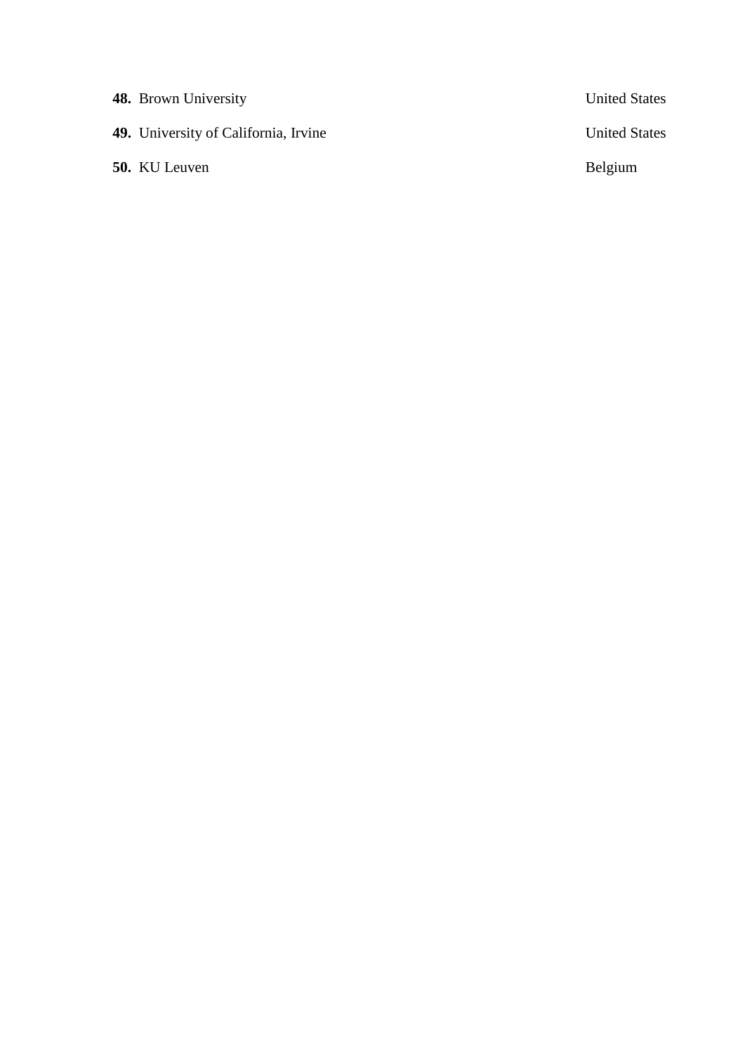**48.** Brown University United States

**49.** University of California, Irvine United States

**50.** KU Leuven Belgium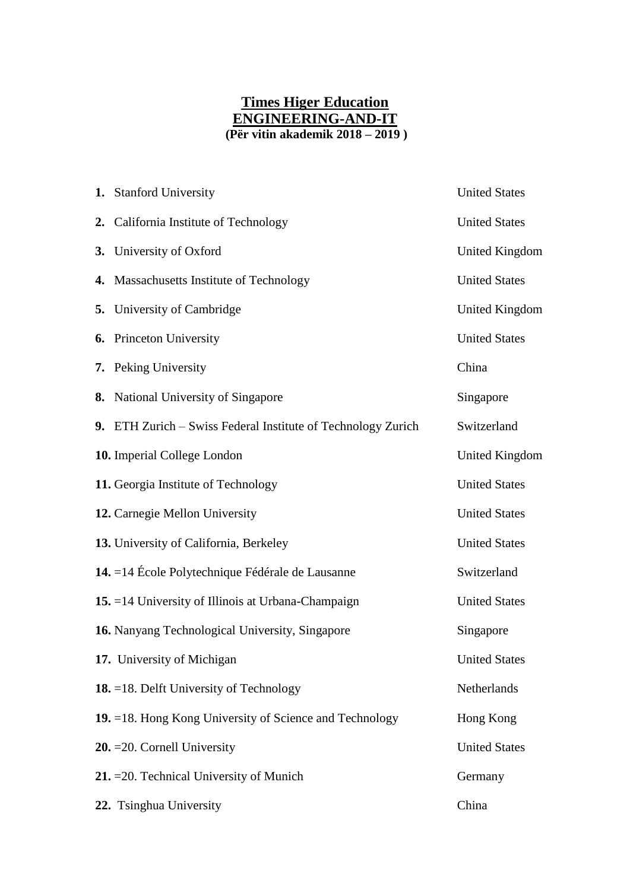**Times Higer Education**
**ENGINEERING-AND-IT**
**(Për vitin akademik 2018 – 2019 )**

| | |
|---|---|
| **1.** Stanford University | United States |
| **2.** California Institute of Technology | United States |
| **3.** University of Oxford | United Kingdom |
| **4.** Massachusetts Institute of Technology | United States |
| **5.** University of Cambridge | United Kingdom |
| **6.** Princeton University | United States |
| **7.** Peking University | China |
| **8.** National University of Singapore | Singapore |
| **9.** ETH Zurich – Swiss Federal Institute of Technology Zurich | Switzerland |
| **10.** Imperial College London | United Kingdom |
| **11.** Georgia Institute of Technology | United States |
| **12.** Carnegie Mellon University | United States |
| **13.** University of California, Berkeley | United States |
| **14.** =14 École Polytechnique Fédérale de Lausanne | Switzerland |
| **15.** =14 University of Illinois at Urbana-Champaign | United States |
| **16.** Nanyang Technological University, Singapore | Singapore |
| **17.** University of Michigan | United States |
| **18.** =18. Delft University of Technology | Netherlands |
| **19.** =18. Hong Kong University of Science and Technology | Hong Kong |
| **20.** =20. Cornell University | United States |
| **21.** =20. Technical University of Munich | Germany |
| **22.** Tsinghua University | China |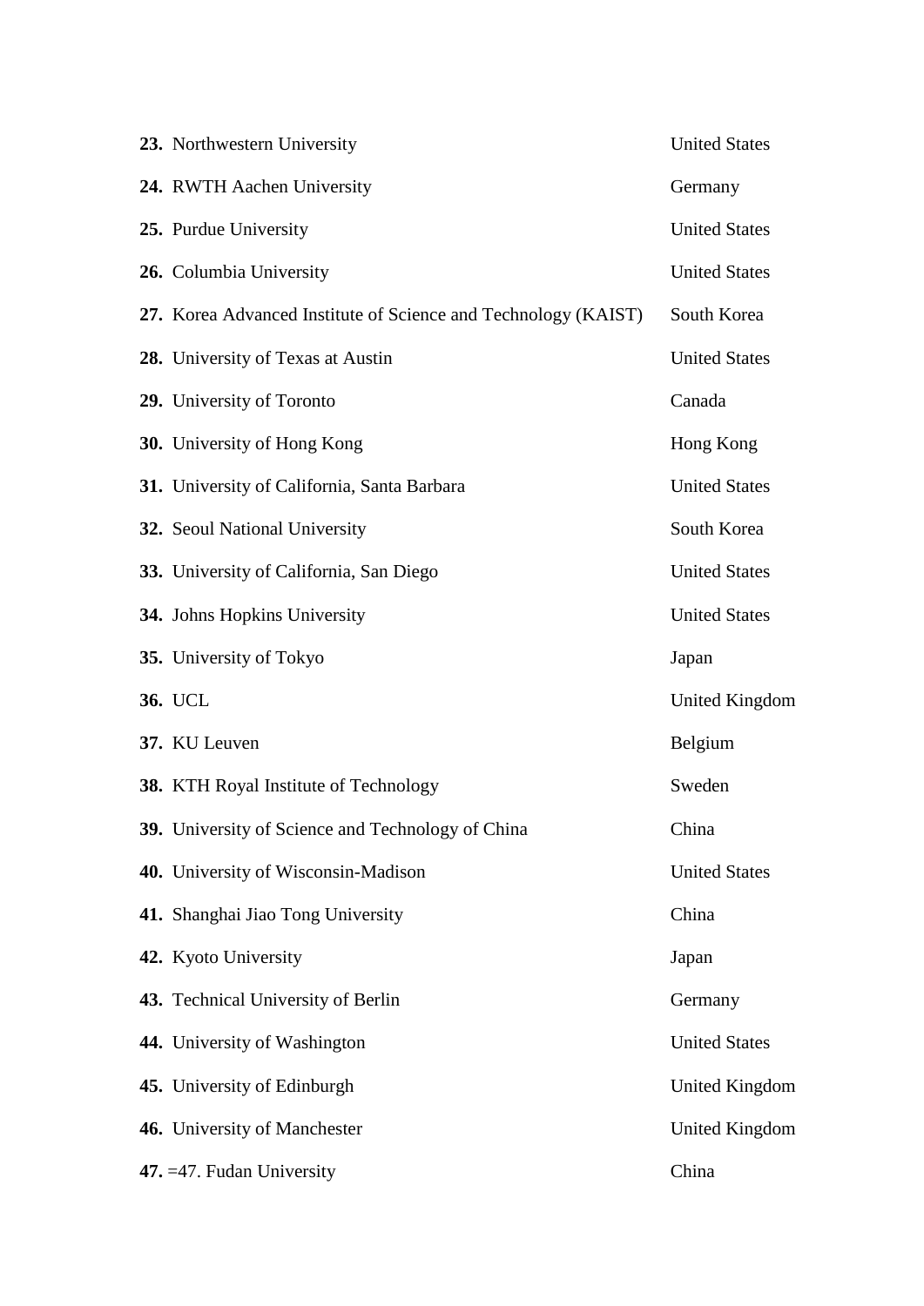| | |
|---|---|
| **23.** Northwestern University | United States |
| **24.** RWTH Aachen University | Germany |
| **25.** Purdue University | United States |
| **26.** Columbia University | United States |
| **27.** Korea Advanced Institute of Science and Technology (KAIST) | South Korea |
| **28.** University of Texas at Austin | United States |
| **29.** University of Toronto | Canada |
| **30.** University of Hong Kong | Hong Kong |
| **31.** University of California, Santa Barbara | United States |
| **32.** Seoul National University | South Korea |
| **33.** University of California, San Diego | United States |
| **34.** Johns Hopkins University | United States |
| **35.** University of Tokyo | Japan |
| **36.** UCL | United Kingdom |
| **37.** KU Leuven | Belgium |
| **38.** KTH Royal Institute of Technology | Sweden |
| **39.** University of Science and Technology of China | China |
| **40.** University of Wisconsin-Madison | United States |
| **41.** Shanghai Jiao Tong University | China |
| **42.** Kyoto University | Japan |
| **43.** Technical University of Berlin | Germany |
| **44.** University of Washington | United States |
| **45.** University of Edinburgh | United Kingdom |
| **46.** University of Manchester | United Kingdom |
| **47.** =47. Fudan University | China |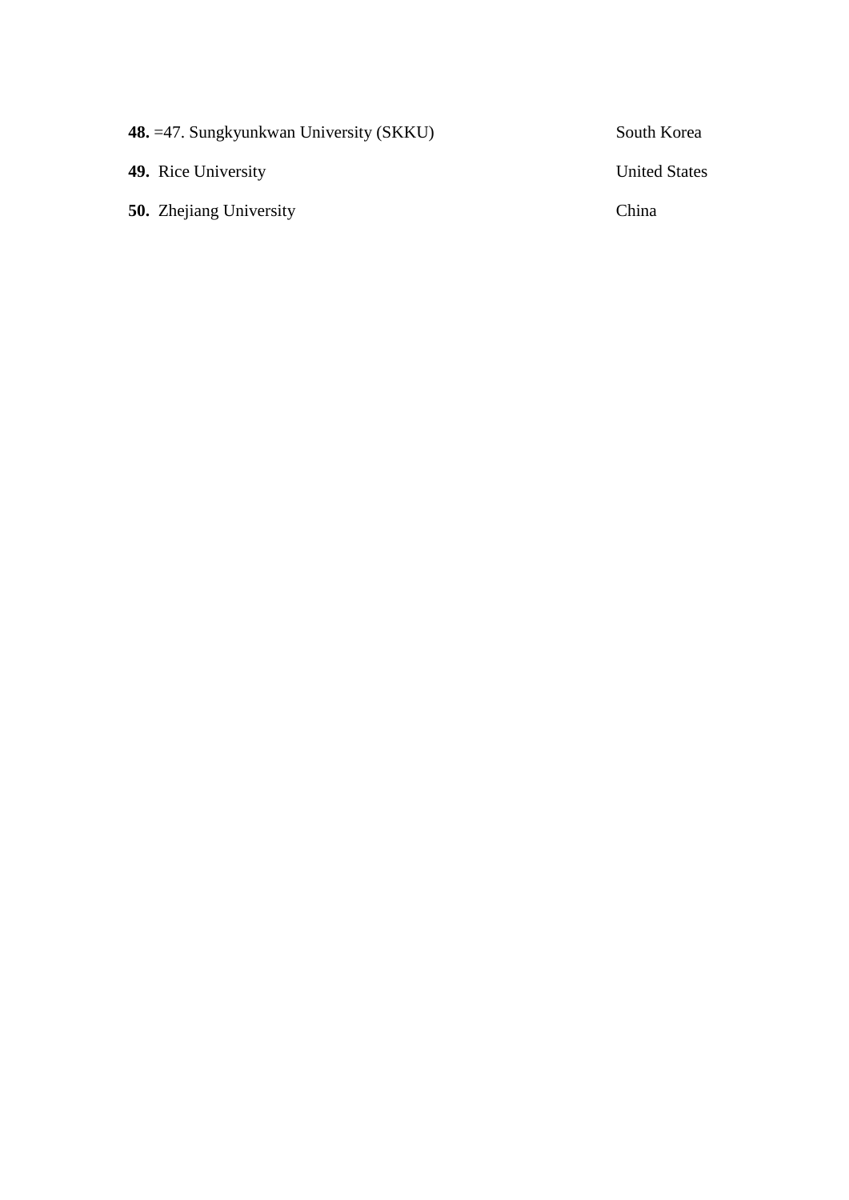**48.** =47. Sungkyunkwan University (SKKU) South Korea

**49.** Rice University United States

**50.** Zhejiang University China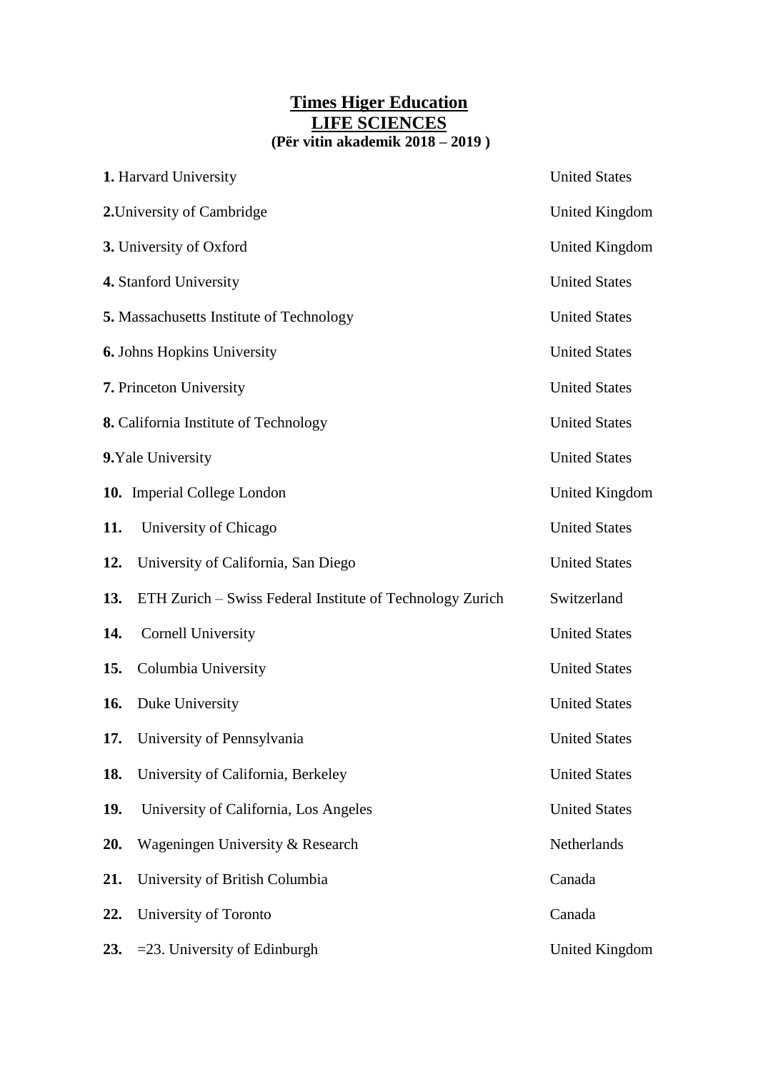**Times Higer Education**
**LIFE SCIENCES**
**(Për vitin akademik 2018 – 2019 )**

| | |
|---|---|
| **1.** Harvard University | United States |
| **2.** University of Cambridge | United Kingdom |
| **3.** University of Oxford | United Kingdom |
| **4.** Stanford University | United States |
| **5.** Massachusetts Institute of Technology | United States |
| **6.** Johns Hopkins University | United States |
| **7.** Princeton University | United States |
| **8.** California Institute of Technology | United States |
| **9.** Yale University | United States |
| **10.** Imperial College London | United Kingdom |
| **11.** University of Chicago | United States |
| **12.** University of California, San Diego | United States |
| **13.** ETH Zurich – Swiss Federal Institute of Technology Zurich | Switzerland |
| **14.** Cornell University | United States |
| **15.** Columbia University | United States |
| **16.** Duke University | United States |
| **17.** University of Pennsylvania | United States |
| **18.** University of California, Berkeley | United States |
| **19.** University of California, Los Angeles | United States |
| **20.** Wageningen University & Research | Netherlands |
| **21.** University of British Columbia | Canada |
| **22.** University of Toronto | Canada |
| **23.** =23. University of Edinburgh | United Kingdom |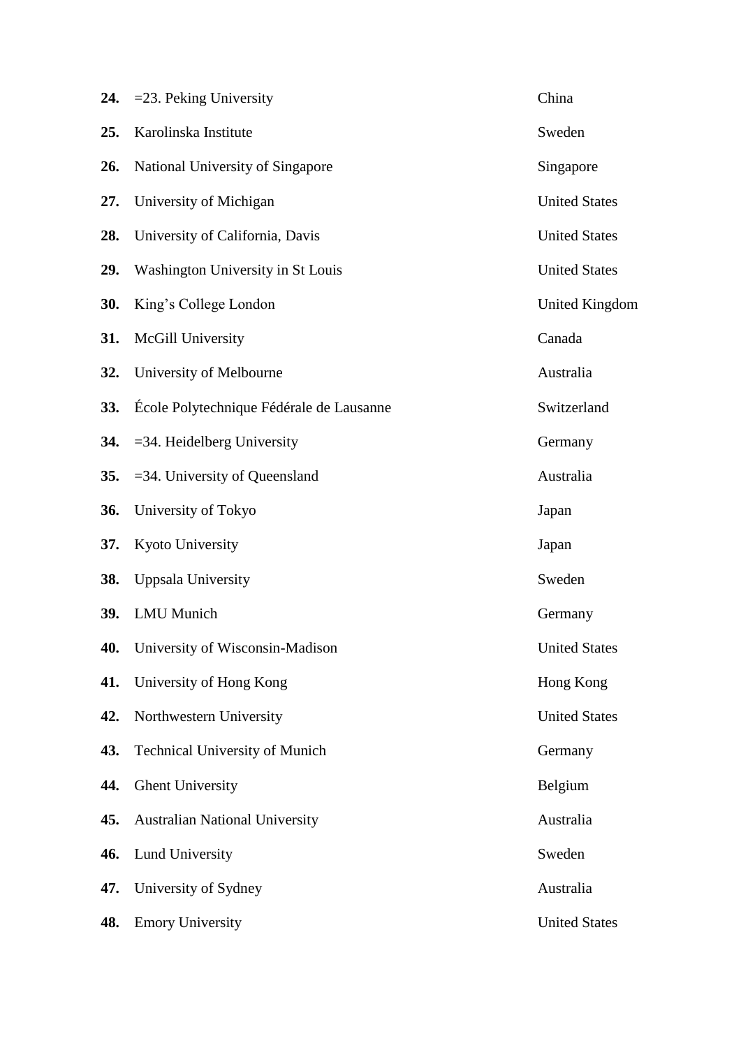24. =23. Peking University — China
25. Karolinska Institute — Sweden
26. National University of Singapore — Singapore
27. University of Michigan — United States
28. University of California, Davis — United States
29. Washington University in St Louis — United States
30. King’s College London — United Kingdom
31. McGill University — Canada
32. University of Melbourne — Australia
33. École Polytechnique Fédérale de Lausanne — Switzerland
34. =34. Heidelberg University — Germany
35. =34. University of Queensland — Australia
36. University of Tokyo — Japan
37. Kyoto University — Japan
38. Uppsala University — Sweden
39. LMU Munich — Germany
40. University of Wisconsin-Madison — United States
41. University of Hong Kong — Hong Kong
42. Northwestern University — United States
43. Technical University of Munich — Germany
44. Ghent University — Belgium
45. Australian National University — Australia
46. Lund University — Sweden
47. University of Sydney — Australia
48. Emory University — United States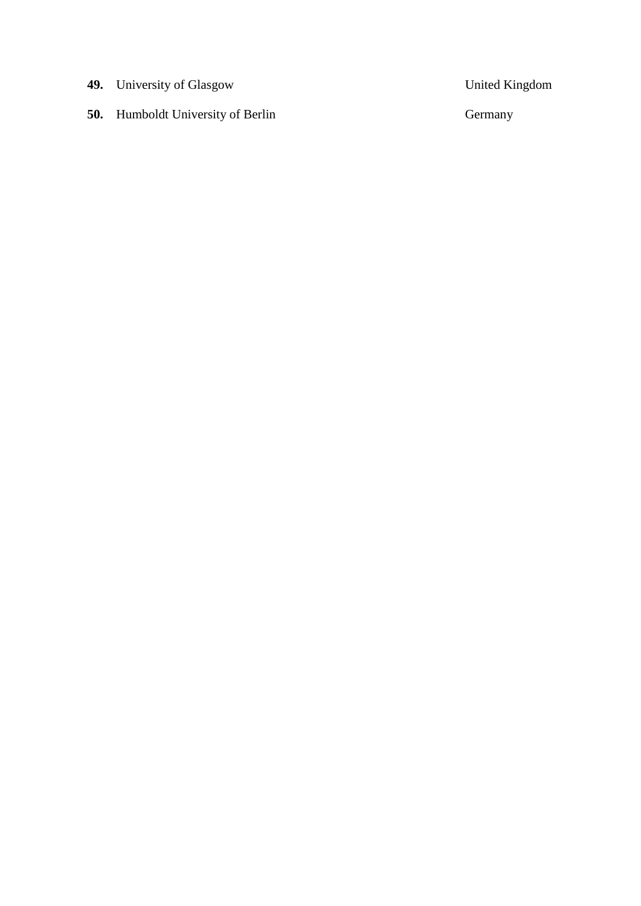| | | |
|---|---|---|
| **49.** | University of Glasgow | United Kingdom |
| **50.** | Humboldt University of Berlin | Germany |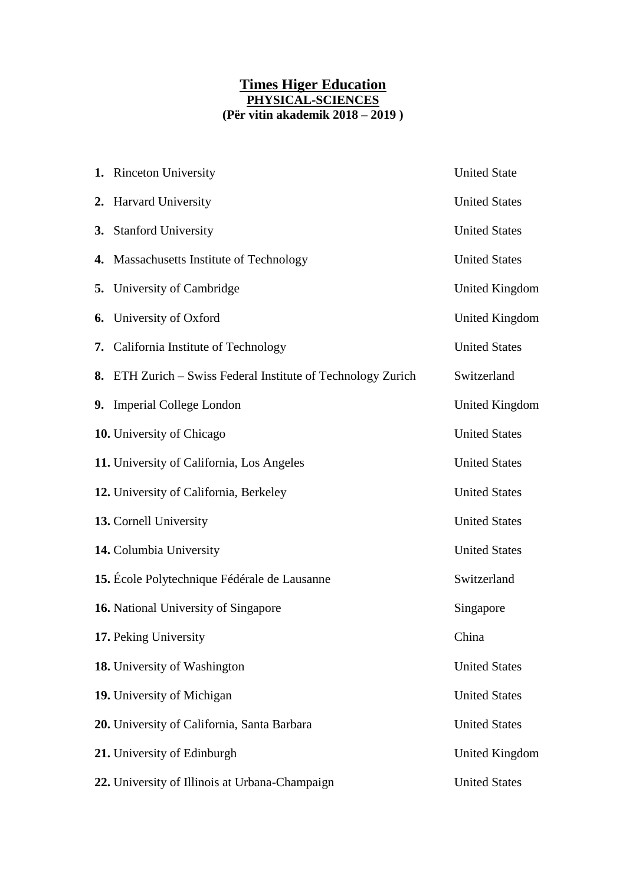# Times Higer Education

## PHYSICAL-SCIENCES

**(Për vitin akademik 2018 – 2019 )**

| | |
|---|---|
| **1.** Rinceton University | United State |
| **2.** Harvard University | United States |
| **3.** Stanford University | United States |
| **4.** Massachusetts Institute of Technology | United States |
| **5.** University of Cambridge | United Kingdom |
| **6.** University of Oxford | United Kingdom |
| **7.** California Institute of Technology | United States |
| **8.** ETH Zurich – Swiss Federal Institute of Technology Zurich | Switzerland |
| **9.** Imperial College London | United Kingdom |
| **10.** University of Chicago | United States |
| **11.** University of California, Los Angeles | United States |
| **12.** University of California, Berkeley | United States |
| **13.** Cornell University | United States |
| **14.** Columbia University | United States |
| **15.** École Polytechnique Fédérale de Lausanne | Switzerland |
| **16.** National University of Singapore | Singapore |
| **17.** Peking University | China |
| **18.** University of Washington | United States |
| **19.** University of Michigan | United States |
| **20.** University of California, Santa Barbara | United States |
| **21.** University of Edinburgh | United Kingdom |
| **22.** University of Illinois at Urbana-Champaign | United States |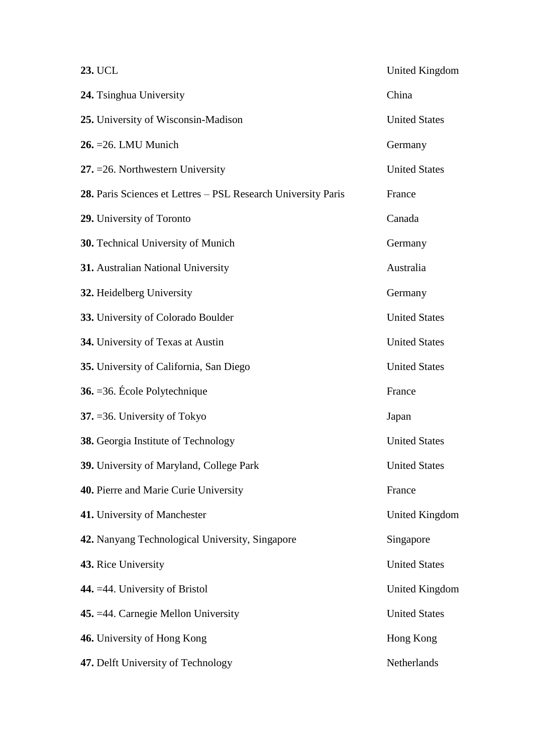| | |
|---|---|
| **23.** UCL | United Kingdom |
| **24.** Tsinghua University | China |
| **25.** University of Wisconsin-Madison | United States |
| **26.** =26. LMU Munich | Germany |
| **27.** =26. Northwestern University | United States |
| **28.** Paris Sciences et Lettres – PSL Research University Paris | France |
| **29.** University of Toronto | Canada |
| **30.** Technical University of Munich | Germany |
| **31.** Australian National University | Australia |
| **32.** Heidelberg University | Germany |
| **33.** University of Colorado Boulder | United States |
| **34.** University of Texas at Austin | United States |
| **35.** University of California, San Diego | United States |
| **36.** =36. École Polytechnique | France |
| **37.** =36. University of Tokyo | Japan |
| **38.** Georgia Institute of Technology | United States |
| **39.** University of Maryland, College Park | United States |
| **40.** Pierre and Marie Curie University | France |
| **41.** University of Manchester | United Kingdom |
| **42.** Nanyang Technological University, Singapore | Singapore |
| **43.** Rice University | United States |
| **44.** =44. University of Bristol | United Kingdom |
| **45.** =44. Carnegie Mellon University | United States |
| **46.** University of Hong Kong | Hong Kong |
| **47.** Delft University of Technology | Netherlands |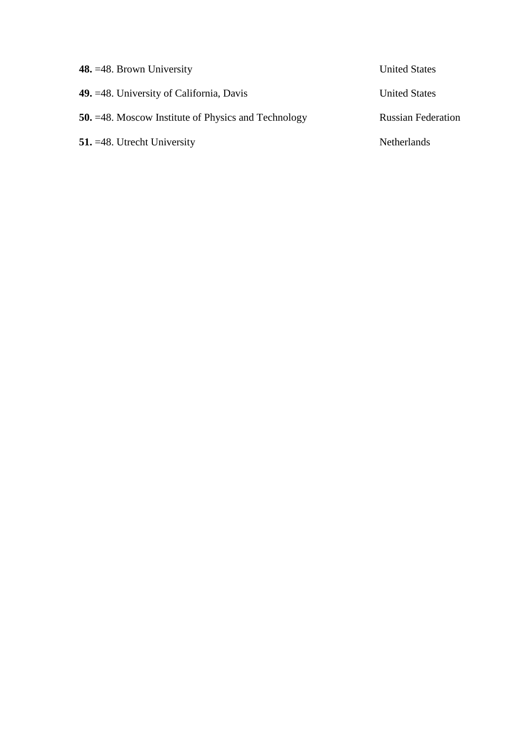| | | |
|---|---|---|
| **48.** | =48. Brown University | United States |
| **49.** | =48. University of California, Davis | United States |
| **50.** | =48. Moscow Institute of Physics and Technology | Russian Federation |
| **51.** | =48. Utrecht University | Netherlands |